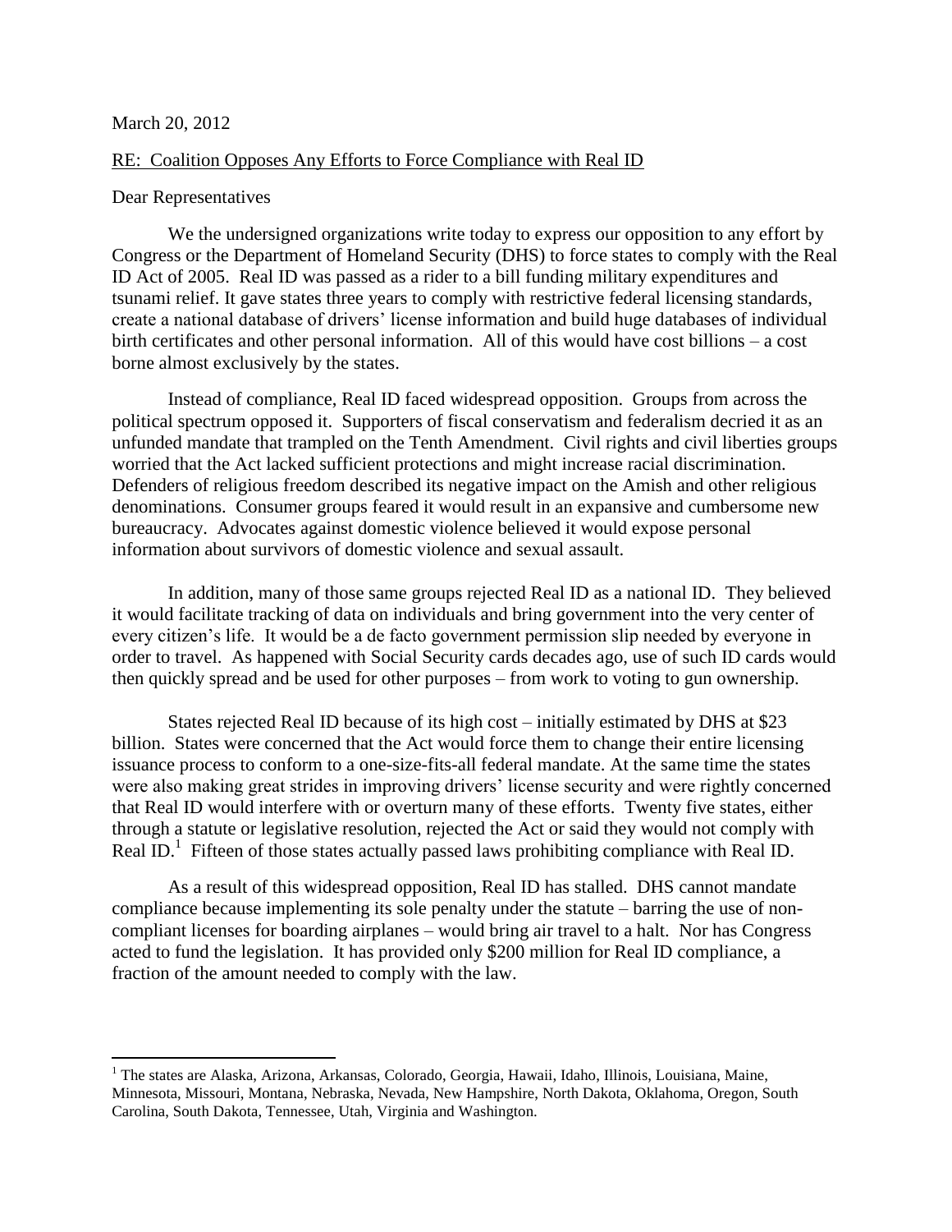March 20, 2012

RE: Coalition Opposes Any Efforts to Force Compliance with Real ID

Dear Representatives

We the undersigned organizations write today to express our opposition to any effort by Congress or the Department of Homeland Security (DHS) to force states to comply with the Real ID Act of 2005. Real ID was passed as a rider to a bill funding military expenditures and tsunami relief. It gave states three years to comply with restrictive federal licensing standards, create a national database of drivers' license information and build huge databases of individual birth certificates and other personal information. All of this would have cost billions – a cost borne almost exclusively by the states.

Instead of compliance, Real ID faced widespread opposition. Groups from across the political spectrum opposed it. Supporters of fiscal conservatism and federalism decried it as an unfunded mandate that trampled on the Tenth Amendment. Civil rights and civil liberties groups worried that the Act lacked sufficient protections and might increase racial discrimination. Defenders of religious freedom described its negative impact on the Amish and other religious denominations. Consumer groups feared it would result in an expansive and cumbersome new bureaucracy. Advocates against domestic violence believed it would expose personal information about survivors of domestic violence and sexual assault.

In addition, many of those same groups rejected Real ID as a national ID. They believed it would facilitate tracking of data on individuals and bring government into the very center of every citizen's life. It would be a de facto government permission slip needed by everyone in order to travel. As happened with Social Security cards decades ago, use of such ID cards would then quickly spread and be used for other purposes – from work to voting to gun ownership.

States rejected Real ID because of its high cost – initially estimated by DHS at $23 billion. States were concerned that the Act would force them to change their entire licensing issuance process to conform to a one-size-fits-all federal mandate. At the same time the states were also making great strides in improving drivers' license security and were rightly concerned that Real ID would interfere with or overturn many of these efforts. Twenty five states, either through a statute or legislative resolution, rejected the Act or said they would not comply with Real ID.[1] Fifteen of those states actually passed laws prohibiting compliance with Real ID.

As a result of this widespread opposition, Real ID has stalled. DHS cannot mandate compliance because implementing its sole penalty under the statute – barring the use of non-compliant licenses for boarding airplanes – would bring air travel to a halt. Nor has Congress acted to fund the legislation. It has provided only $200 million for Real ID compliance, a fraction of the amount needed to comply with the law.

[1] The states are Alaska, Arizona, Arkansas, Colorado, Georgia, Hawaii, Idaho, Illinois, Louisiana, Maine, Minnesota, Missouri, Montana, Nebraska, Nevada, New Hampshire, North Dakota, Oklahoma, Oregon, South Carolina, South Dakota, Tennessee, Utah, Virginia and Washington.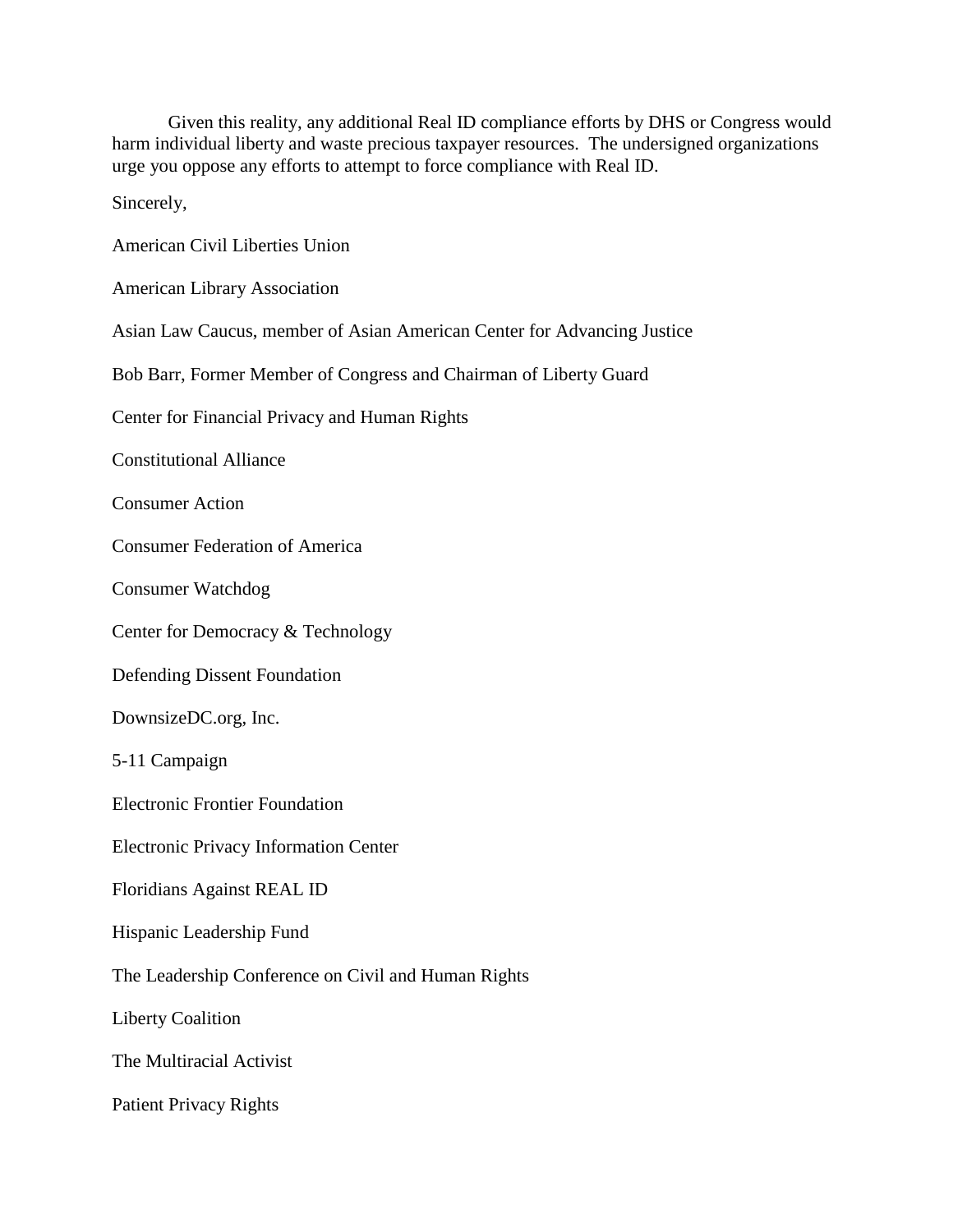Given this reality, any additional Real ID compliance efforts by DHS or Congress would harm individual liberty and waste precious taxpayer resources. The undersigned organizations urge you oppose any efforts to attempt to force compliance with Real ID.

Sincerely,

American Civil Liberties Union

American Library Association

Asian Law Caucus, member of Asian American Center for Advancing Justice

Bob Barr, Former Member of Congress and Chairman of Liberty Guard

Center for Financial Privacy and Human Rights

Constitutional Alliance

Consumer Action

Consumer Federation of America

Consumer Watchdog

Center for Democracy & Technology

Defending Dissent Foundation

DownsizeDC.org, Inc.

5-11 Campaign

Electronic Frontier Foundation

Electronic Privacy Information Center

Floridians Against REAL ID

Hispanic Leadership Fund

The Leadership Conference on Civil and Human Rights

Liberty Coalition

The Multiracial Activist

Patient Privacy Rights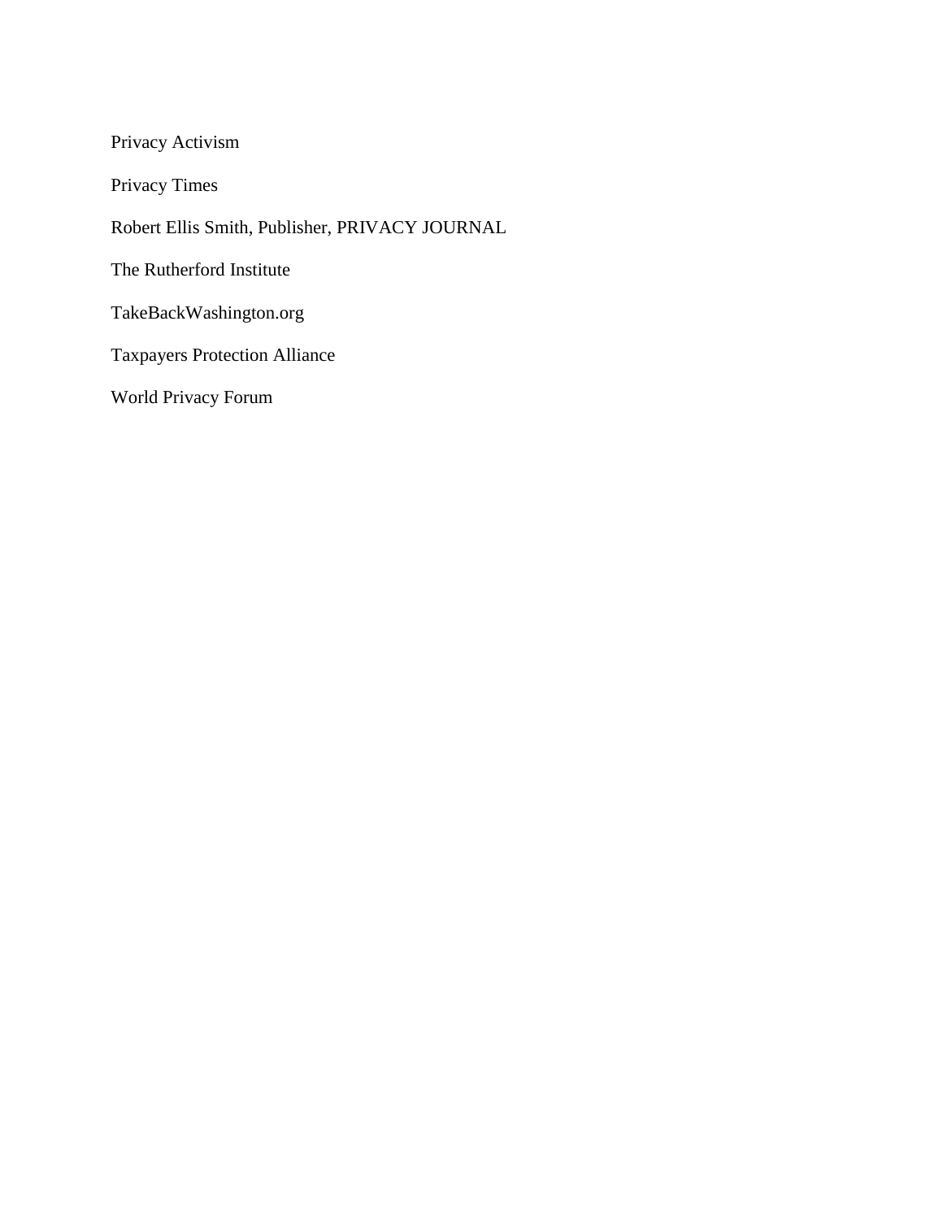Privacy Activism

Privacy Times

Robert Ellis Smith, Publisher, PRIVACY JOURNAL

The Rutherford Institute

TakeBackWashington.org

Taxpayers Protection Alliance

World Privacy Forum